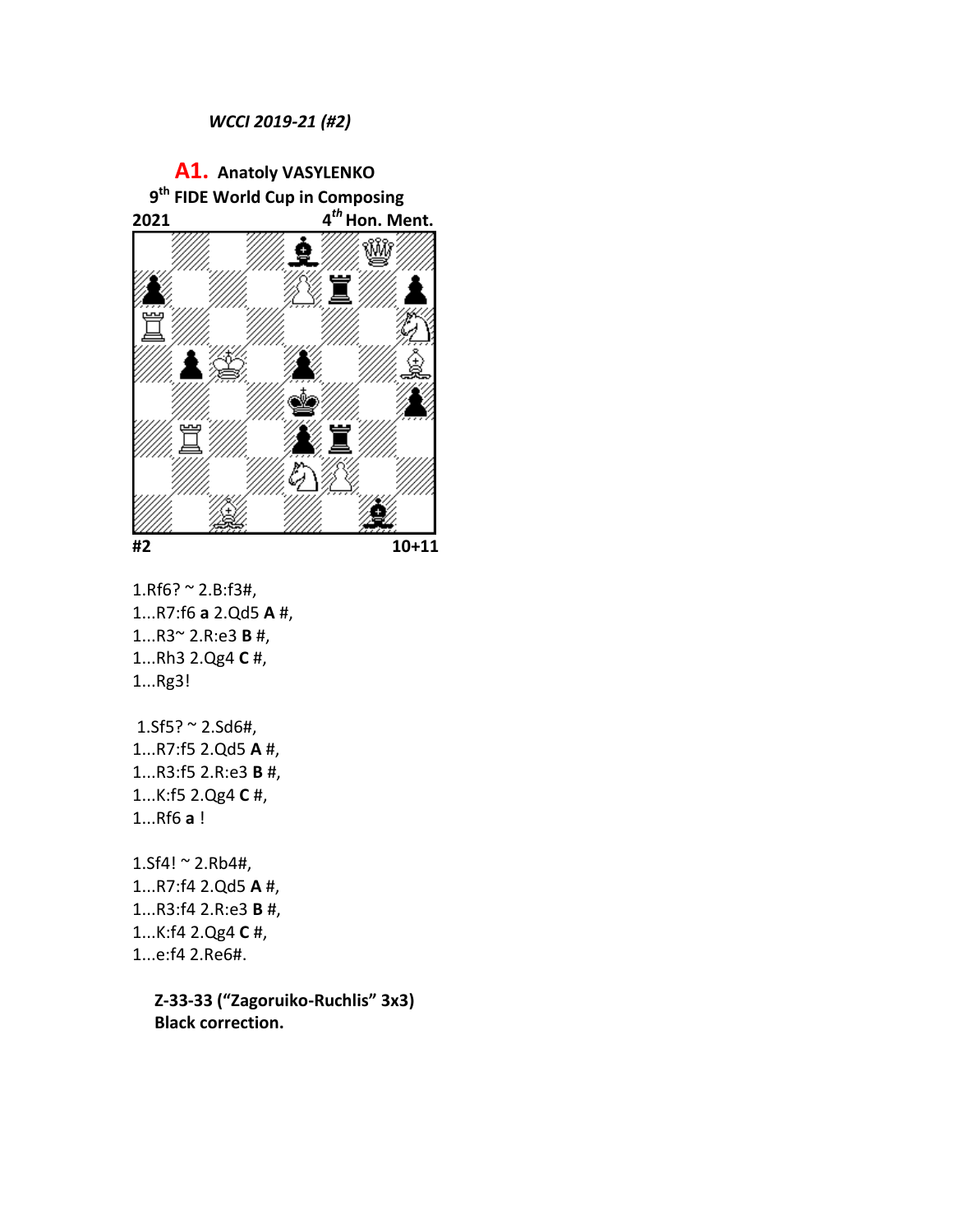*WCCI 2019-21 (#2)*

**A1. Anatoly VASYLENKO**
**9th FIDE World Cup in Composing**
**2021 4th Hon. Ment.**

**#2 10+11**

1.Rf6? ~ 2.B:f3#,
1...R7:f6 **a** 2.Qd5 **A** #,
1...R3~ 2.R:e3 **B** #,
1...Rh3 2.Qg4 **C** #,
1...Rg3!

1.Sf5? ~ 2.Sd6#,
1...R7:f5 2.Qd5 **A** #,
1...R3:f5 2.R:e3 **B** #,
1...K:f5 2.Qg4 **C** #,
1...Rf6 **a** !

1.Sf4! ~ 2.Rb4#,
1...R7:f4 2.Qd5 **A** #,
1...R3:f4 2.R:e3 **B** #,
1...K:f4 2.Qg4 **C** #,
1...e:f4 2.Re6#.

**Z-33-33 ("Zagoruiko-Ruchlis" 3x3)**
**Black correction.**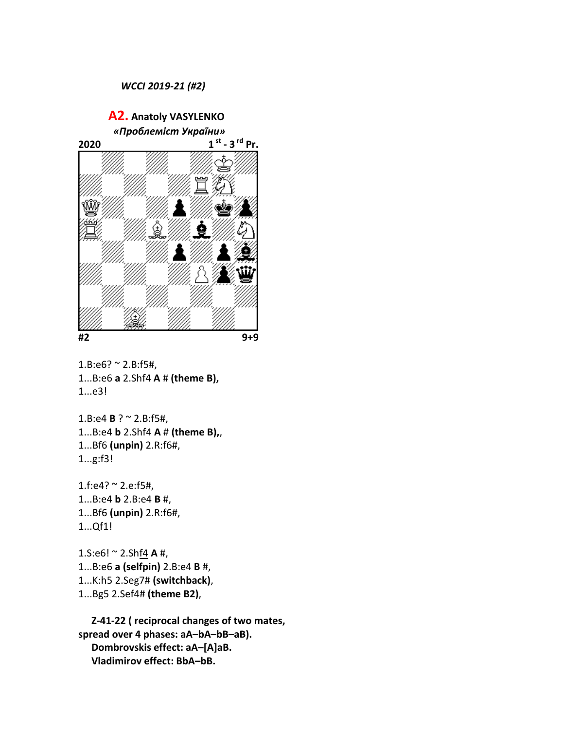*WCCI 2019-21 (#2)*

**A2. Anatoly VASYLENKO**
*«Проблеміст України»*
2020 — 1[st] - 3[rd] Pr.

#2 — 9+9

1.B:e6? ~ 2.B:f5#,
1...B:e6 **a** 2.Shf4 **A** # **(theme B),**
1...e3!

1.B:e4 **B** ? ~ 2.B:f5#,
1...B:e4 **b** 2.Shf4 **A** # **(theme B),**,
1...Bf6 **(unpin)** 2.R:f6#,
1...g:f3!

1.f:e4? ~ 2.e:f5#,
1...B:e4 **b** 2.B:e4 **B** #,
1...Bf6 **(unpin)** 2.R:f6#,
1...Qf1!

1.S:e6! ~ 2.Shf4 **A** #,
1...B:e6 **a** **(selfpin)** 2.B:e4 **B** #,
1...K:h5 2.Seg7# **(switchback)**,
1...Bg5 2.Sef4# **(theme B2)**,

**Z-41-22 ( reciprocal changes of two mates, spread over 4 phases: aA–bA–bB–aB).**
**Dombrovskis effect: aA–[A]aB.**
**Vladimirov effect: BbA–bB.**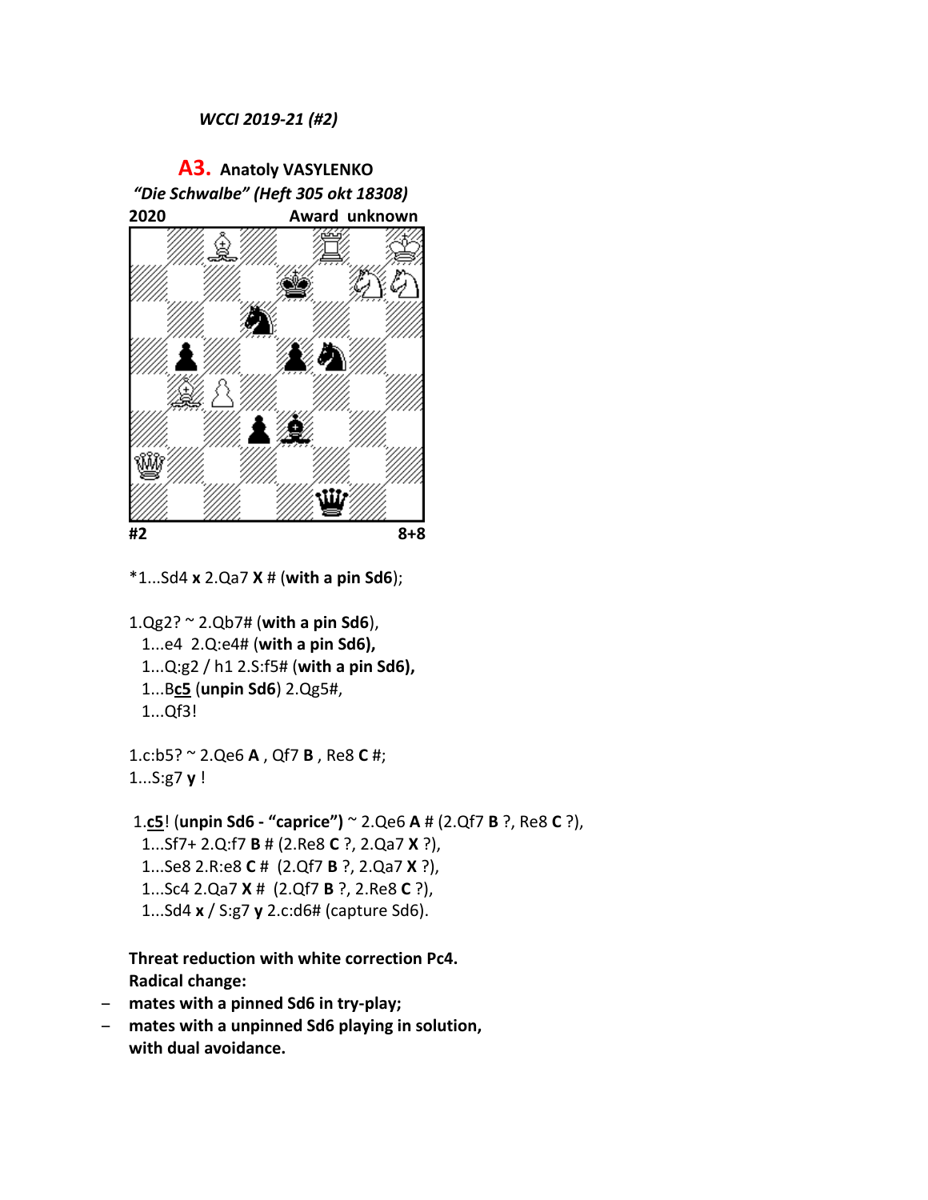*WCCI 2019-21 (#2)*

**A3.** **Anatoly VASYLENKO**
*"Die Schwalbe" (Heft 305 okt 18308)*
**2020** **Award unknown**

**#2** **8+8**

*1...Sd4 **x** 2.Qa7 **X** # (**with a pin Sd6**);

1.Qg2? ~ 2.Qb7# (**with a pin Sd6**),
  1...e4 2.Q:e4# (**with a pin Sd6),**
  1...Q:g2 / h1 2.S:f5# (**with a pin Sd6),**
  1...B**c5** (**unpin Sd6**) 2.Qg5#,
  1...Qf3!

1.c:b5? ~ 2.Qe6 **A** , Qf7 **B** , Re8 **C** #;
1...S:g7 **y** !

1.**c5**! (**unpin Sd6 - "caprice")** ~ 2.Qe6 **A** # (2.Qf7 **B** ?, Re8 **C** ?),
  1...Sf7+ 2.Q:f7 **B** # (2.Re8 **C** ?, 2.Qa7 **X** ?),
  1...Se8 2.R:e8 **C** # (2.Qf7 **B** ?, 2.Qa7 **X** ?),
  1...Sc4 2.Qa7 **X** # (2.Qf7 **B** ?, 2.Re8 **C** ?),
  1...Sd4 **x** / S:g7 **y** 2.c:d6# (capture Sd6).

**Threat reduction with white correction Pc4.**
**Radical change:**

- **mates with a pinned Sd6 in try-play;**
- **mates with a unpinned Sd6 playing in solution, with dual avoidance.**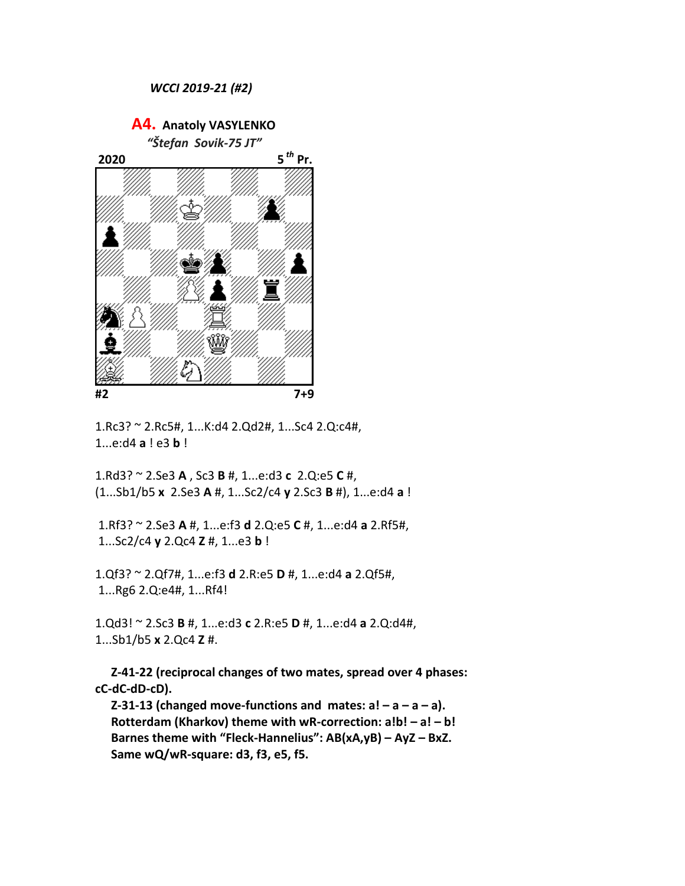*WCCI 2019-21 (#2)*

**A4. Anatoly VASYLENKO**
*"Štefan Sovik-75 JT"*
**2020** **5th Pr.**

**#2** **7+9**

1.Rc3? ~ 2.Rc5#, 1...K:d4 2.Qd2#, 1...Sc4 2.Q:c4#, 1...e:d4 **a** ! e3 **b** !

1.Rd3? ~ 2.Se3 **A** , Sc3 **B** #, 1...e:d3 **c** 2.Q:e5 **C** #, (1...Sb1/b5 **x** 2.Se3 **A** #, 1...Sc2/c4 **y** 2.Sc3 **B** #), 1...e:d4 **a** !

1.Rf3? ~ 2.Se3 **A** #, 1...e:f3 **d** 2.Q:e5 **C** #, 1...e:d4 **a** 2.Rf5#, 1...Sc2/c4 **y** 2.Qc4 **Z** #, 1...e3 **b** !

1.Qf3? ~ 2.Qf7#, 1...e:f3 **d** 2.R:e5 **D** #, 1...e:d4 **a** 2.Qf5#, 1...Rg6 2.Q:e4#, 1...Rf4!

1.Qd3! ~ 2.Sc3 **B** #, 1...e:d3 **c** 2.R:e5 **D** #, 1...e:d4 **a** 2.Q:d4#, 1...Sb1/b5 **x** 2.Qc4 **Z** #.

**Z-41-22 (reciprocal changes of two mates, spread over 4 phases: cC-dC-dD-cD).**
**Z-31-13 (changed move-functions and mates: a! – a – a – a).**
**Rotterdam (Kharkov) theme with wR-correction: a!b! – a! – b!**
**Barnes theme with "Fleck-Hannelius": AB(xA,yB) – AyZ – BxZ.**
**Same wQ/wR-square: d3, f3, e5, f5.**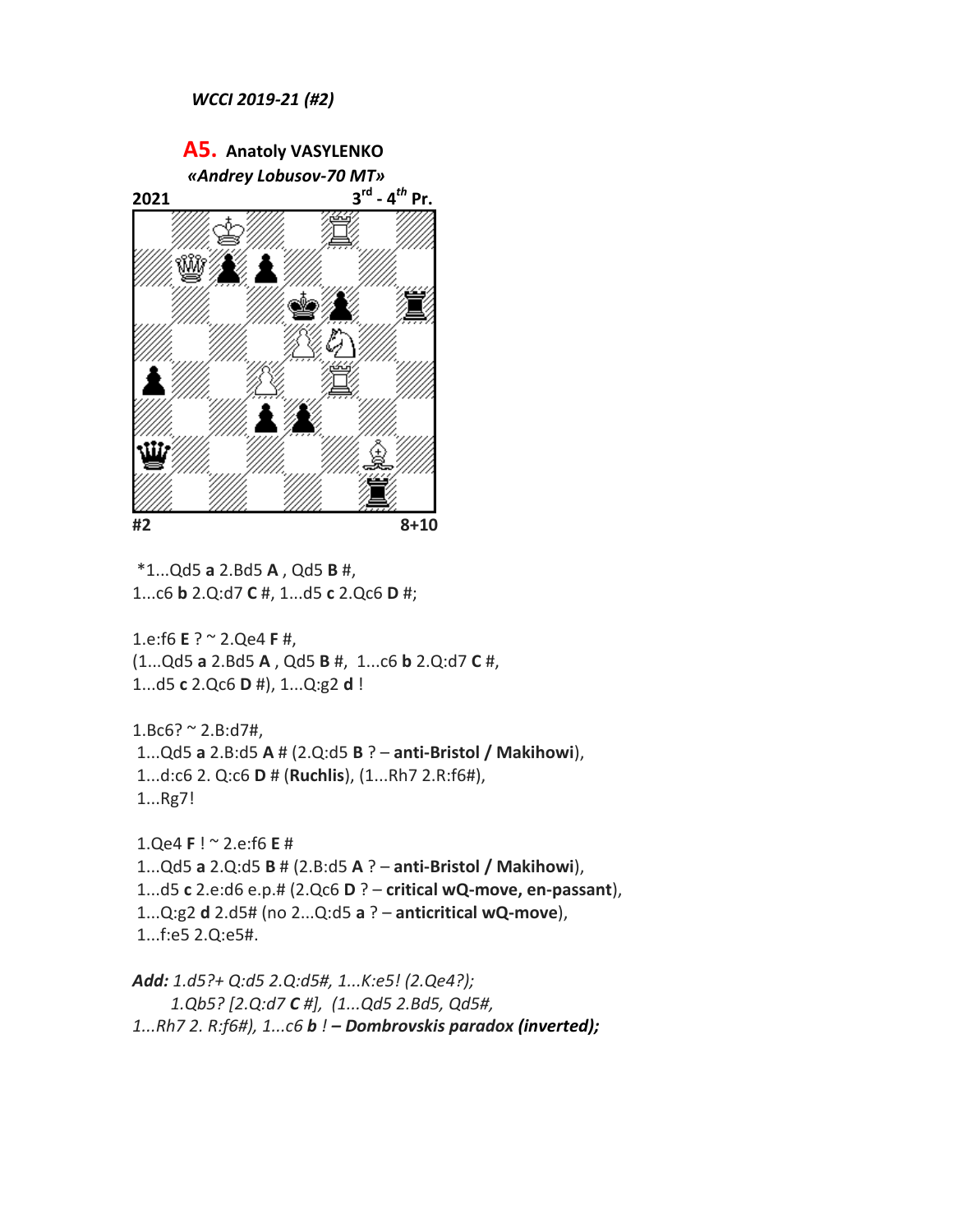*WCCI 2019-21 (#2)*

**A5. Anatoly VASYLENKO**

***«Andrey Lobusov-70 MT»***

**2021** **3rd - 4th Pr.**

**#2** **8+10**

*1...Qd5 **a** 2.Bd5 **A** , Qd5 **B** #,
1...c6 **b** 2.Q:d7 **C** #, 1...d5 **c** 2.Qc6 **D** #;

1.e:f6 **E** ? ~ 2.Qe4 **F** #,
(1...Qd5 **a** 2.Bd5 **A** , Qd5 **B** #, 1...c6 **b** 2.Q:d7 **C** #,
1...d5 **c** 2.Qc6 **D** #), 1...Q:g2 **d** !

1.Bc6? ~ 2.B:d7#,
1...Qd5 **a** 2.B:d5 **A** # (2.Q:d5 **B** ? – **anti-Bristol / Makihowi**),
1...d:c6 2. Q:c6 **D** # (**Ruchlis**), (1...Rh7 2.R:f6#),
1...Rg7!

1.Qe4 **F** ! ~ 2.e:f6 **E** #
1...Qd5 **a** 2.Q:d5 **B** # (2.B:d5 **A** ? – **anti-Bristol / Makihowi**),
1...d5 **c** 2.e:d6 e.p.# (2.Qc6 **D** ? – **critical wQ-move, en-passant**),
1...Q:g2 **d** 2.d5# (no 2...Q:d5 **a** ? – **anticritical wQ-move**),
1...f:e5 2.Q:e5#.

***Add:*** *1.d5?+ Q:d5 2.Q:d5#, 1...K:e5! (2.Qe4?);*
*1.Qb5? [2.Q:d7* ***C*** *#], (1...Qd5 2.Bd5, Qd5#,*
*1...Rh7 2. R:f6#), 1...c6* ***b*** *!* ***– Dombrovskis paradox (inverted);***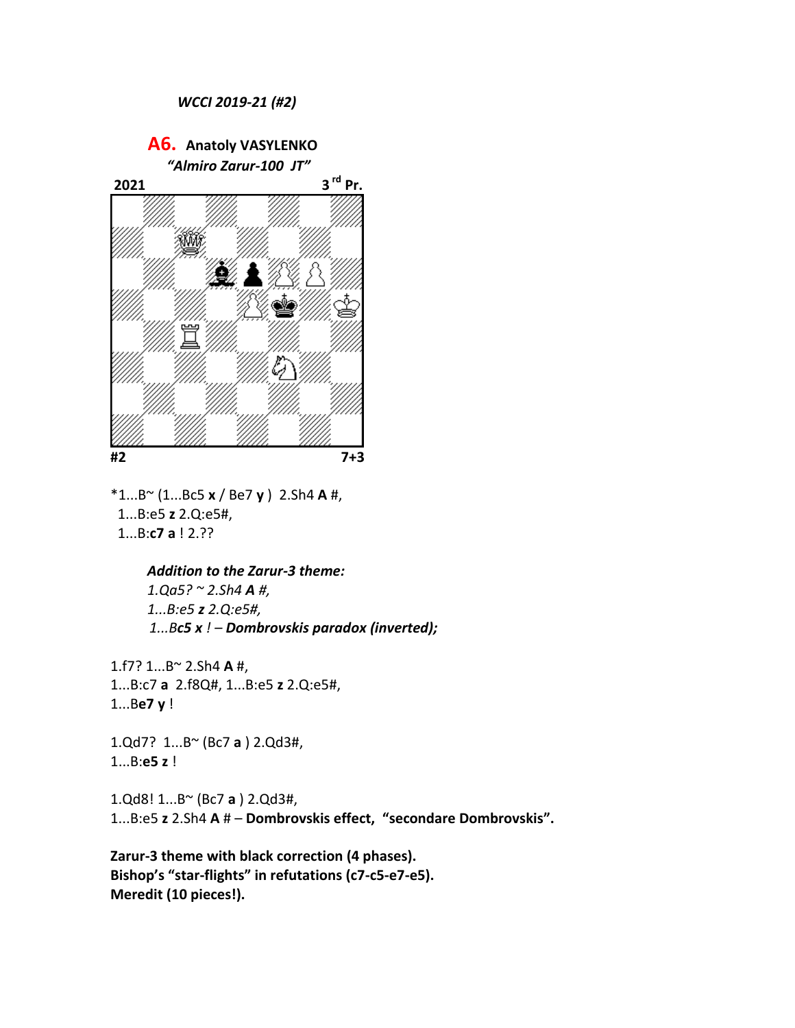*WCCI 2019-21 (#2)*

**A6. Anatoly VASYLENKO**

*"Almiro Zarur-100 JT"*

**2021** **3 rd Pr.**

**#2** **7+3**

*1...B~ (1...Bc5 **x** / Be7 **y** ) 2.Sh4 **A** #,
1...B:e5 **z** 2.Q:e5#,
1...B:**c7 a** ! 2.??

***Addition to the Zarur-3 theme:***
*1.Qa5? ~ 2.Sh4* ***A*** *#,*
*1...B:e5* ***z*** *2.Q:e5#,*
*1...B**c5 x** ! –* ***Dombrovskis paradox (inverted);***

1.f7? 1...B~ 2.Sh4 **A** #,
1...B:c7 **a** 2.f8Q#, 1...B:e5 **z** 2.Q:e5#,
1...B**e7 y** !

1.Qd7? 1...B~ (Bc7 **a** ) 2.Qd3#,
1...B:**e5 z** !

1.Qd8! 1...B~ (Bc7 **a** ) 2.Qd3#,
1...B:e5 **z** 2.Sh4 **A** # – **Dombrovskis effect, "secondare Dombrovskis".**

**Zarur-3 theme with black correction (4 phases).**
**Bishop's "star-flights" in refutations (c7-c5-e7-e5).**
**Meredit (10 pieces!).**